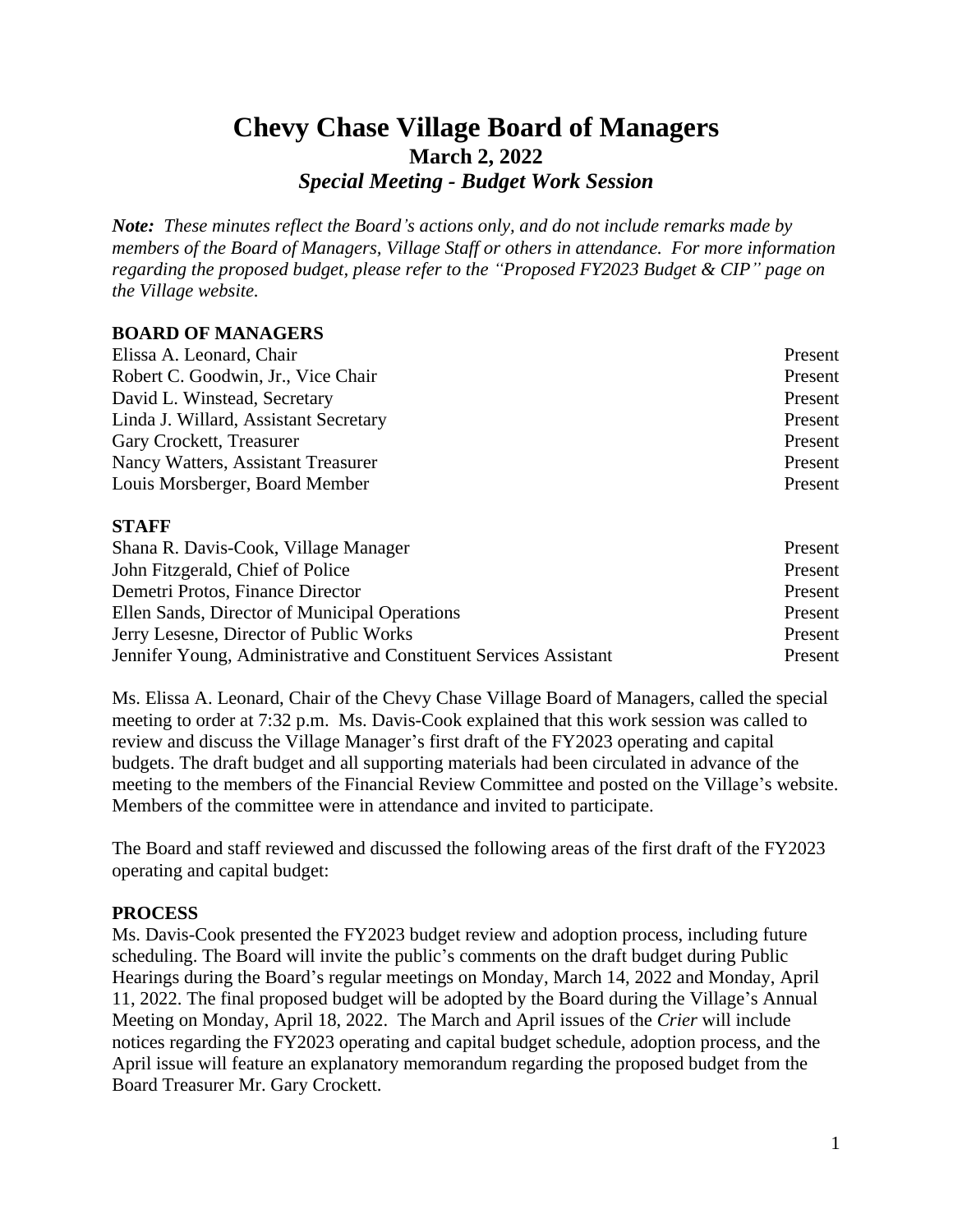# Chevy Chase Village Board of Managers

## March 2, 2022

### *Special Meeting - Budget Work Session*

***Note:** These minutes reflect the Board's actions only, and do not include remarks made by members of the Board of Managers, Village Staff or others in attendance. For more information regarding the proposed budget, please refer to the "Proposed FY2023 Budget & CIP" page on the Village website.*

**BOARD OF MANAGERS**

| | |
|---|---|
| Elissa A. Leonard, Chair | Present |
| Robert C. Goodwin, Jr., Vice Chair | Present |
| David L. Winstead, Secretary | Present |
| Linda J. Willard, Assistant Secretary | Present |
| Gary Crockett, Treasurer | Present |
| Nancy Watters, Assistant Treasurer | Present |
| Louis Morsberger, Board Member | Present |

**STAFF**

| | |
|---|---|
| Shana R. Davis-Cook, Village Manager | Present |
| John Fitzgerald, Chief of Police | Present |
| Demetri Protos, Finance Director | Present |
| Ellen Sands, Director of Municipal Operations | Present |
| Jerry Lesesne, Director of Public Works | Present |
| Jennifer Young, Administrative and Constituent Services Assistant | Present |

Ms. Elissa A. Leonard, Chair of the Chevy Chase Village Board of Managers, called the special meeting to order at 7:32 p.m. Ms. Davis-Cook explained that this work session was called to review and discuss the Village Manager's first draft of the FY2023 operating and capital budgets. The draft budget and all supporting materials had been circulated in advance of the meeting to the members of the Financial Review Committee and posted on the Village's website. Members of the committee were in attendance and invited to participate.

The Board and staff reviewed and discussed the following areas of the first draft of the FY2023 operating and capital budget:

**PROCESS**

Ms. Davis-Cook presented the FY2023 budget review and adoption process, including future scheduling. The Board will invite the public's comments on the draft budget during Public Hearings during the Board's regular meetings on Monday, March 14, 2022 and Monday, April 11, 2022. The final proposed budget will be adopted by the Board during the Village's Annual Meeting on Monday, April 18, 2022. The March and April issues of the *Crier* will include notices regarding the FY2023 operating and capital budget schedule, adoption process, and the April issue will feature an explanatory memorandum regarding the proposed budget from the Board Treasurer Mr. Gary Crockett.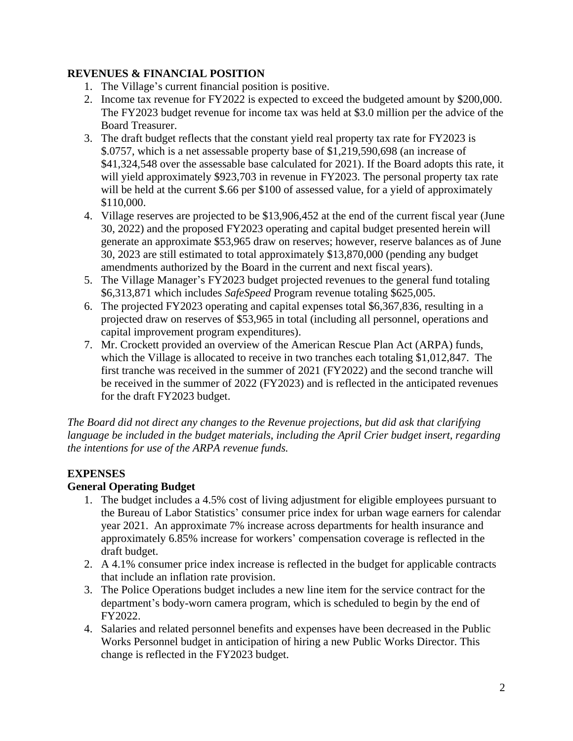## REVENUES & FINANCIAL POSITION

1. The Village's current financial position is positive.
2. Income tax revenue for FY2022 is expected to exceed the budgeted amount by $200,000. The FY2023 budget revenue for income tax was held at $3.0 million per the advice of the Board Treasurer.
3. The draft budget reflects that the constant yield real property tax rate for FY2023 is $.0757, which is a net assessable property base of $1,219,590,698 (an increase of $41,324,548 over the assessable base calculated for 2021). If the Board adopts this rate, it will yield approximately $923,703 in revenue in FY2023. The personal property tax rate will be held at the current $.66 per $100 of assessed value, for a yield of approximately $110,000.
4. Village reserves are projected to be $13,906,452 at the end of the current fiscal year (June 30, 2022) and the proposed FY2023 operating and capital budget presented herein will generate an approximate $53,965 draw on reserves; however, reserve balances as of June 30, 2023 are still estimated to total approximately $13,870,000 (pending any budget amendments authorized by the Board in the current and next fiscal years).
5. The Village Manager's FY2023 budget projected revenues to the general fund totaling $6,313,871 which includes *SafeSpeed* Program revenue totaling $625,005.
6. The projected FY2023 operating and capital expenses total $6,367,836, resulting in a projected draw on reserves of $53,965 in total (including all personnel, operations and capital improvement program expenditures).
7. Mr. Crockett provided an overview of the American Rescue Plan Act (ARPA) funds, which the Village is allocated to receive in two tranches each totaling $1,012,847. The first tranche was received in the summer of 2021 (FY2022) and the second tranche will be received in the summer of 2022 (FY2023) and is reflected in the anticipated revenues for the draft FY2023 budget.

*The Board did not direct any changes to the Revenue projections, but did ask that clarifying language be included in the budget materials, including the April Crier budget insert, regarding the intentions for use of the ARPA revenue funds.*

## EXPENSES

### General Operating Budget

1. The budget includes a 4.5% cost of living adjustment for eligible employees pursuant to the Bureau of Labor Statistics' consumer price index for urban wage earners for calendar year 2021. An approximate 7% increase across departments for health insurance and approximately 6.85% increase for workers' compensation coverage is reflected in the draft budget.
2. A 4.1% consumer price index increase is reflected in the budget for applicable contracts that include an inflation rate provision.
3. The Police Operations budget includes a new line item for the service contract for the department's body-worn camera program, which is scheduled to begin by the end of FY2022.
4. Salaries and related personnel benefits and expenses have been decreased in the Public Works Personnel budget in anticipation of hiring a new Public Works Director. This change is reflected in the FY2023 budget.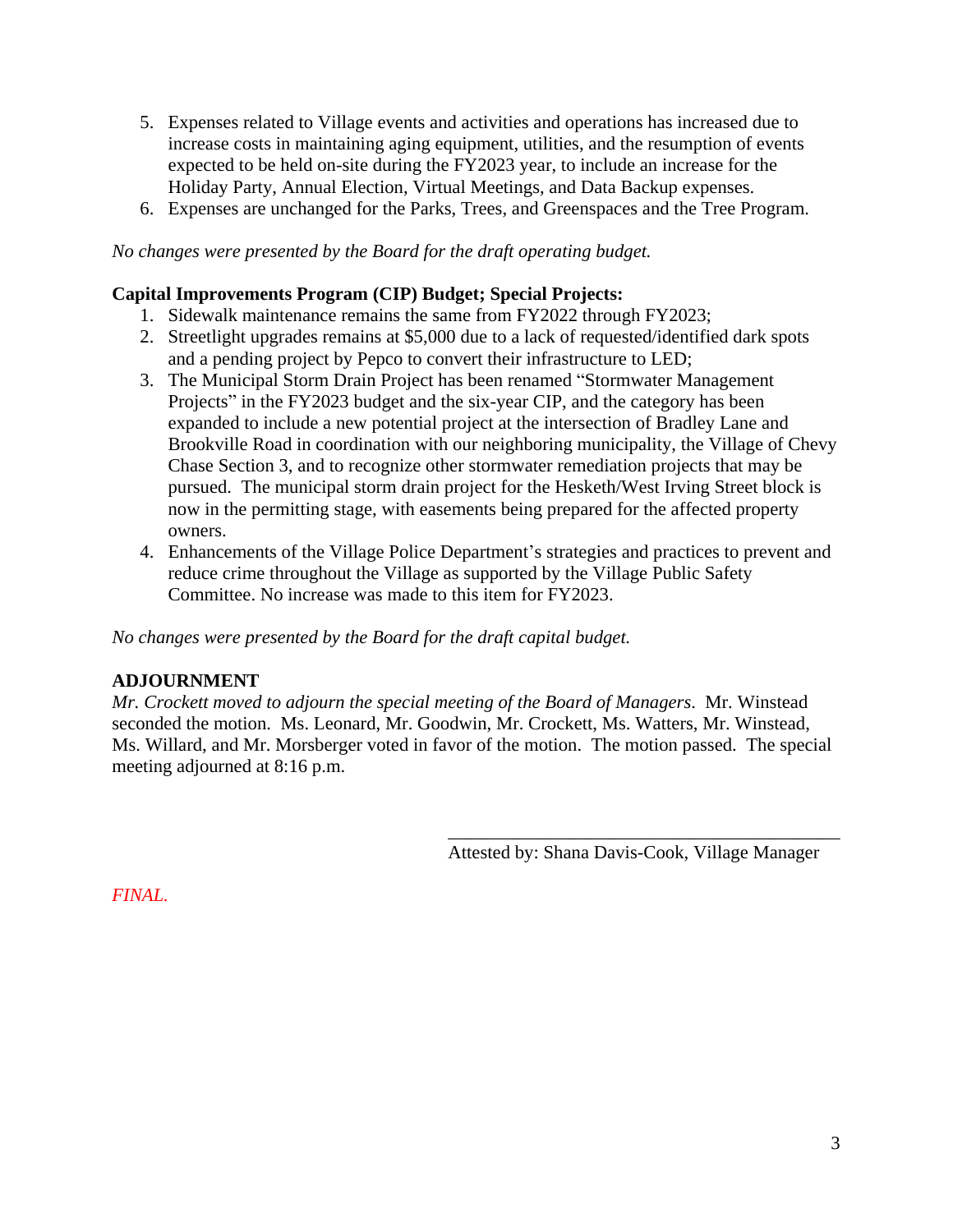5. Expenses related to Village events and activities and operations has increased due to increase costs in maintaining aging equipment, utilities, and the resumption of events expected to be held on-site during the FY2023 year, to include an increase for the Holiday Party, Annual Election, Virtual Meetings, and Data Backup expenses.
6. Expenses are unchanged for the Parks, Trees, and Greenspaces and the Tree Program.

*No changes were presented by the Board for the draft operating budget.*

**Capital Improvements Program (CIP) Budget; Special Projects:**

1. Sidewalk maintenance remains the same from FY2022 through FY2023;
2. Streetlight upgrades remains at $5,000 due to a lack of requested/identified dark spots and a pending project by Pepco to convert their infrastructure to LED;
3. The Municipal Storm Drain Project has been renamed "Stormwater Management Projects" in the FY2023 budget and the six-year CIP, and the category has been expanded to include a new potential project at the intersection of Bradley Lane and Brookville Road in coordination with our neighboring municipality, the Village of Chevy Chase Section 3, and to recognize other stormwater remediation projects that may be pursued. The municipal storm drain project for the Hesketh/West Irving Street block is now in the permitting stage, with easements being prepared for the affected property owners.
4. Enhancements of the Village Police Department's strategies and practices to prevent and reduce crime throughout the Village as supported by the Village Public Safety Committee. No increase was made to this item for FY2023.

*No changes were presented by the Board for the draft capital budget.*

**ADJOURNMENT**

*Mr. Crockett moved to adjourn the special meeting of the Board of Managers*. Mr. Winstead seconded the motion. Ms. Leonard, Mr. Goodwin, Mr. Crockett, Ms. Watters, Mr. Winstead, Ms. Willard, and Mr. Morsberger voted in favor of the motion. The motion passed. The special meeting adjourned at 8:16 p.m.

\_\_\_\_\_\_\_\_\_\_\_\_\_\_\_\_\_\_\_\_\_\_\_\_\_\_\_\_\_\_\_\_\_\_\_\_\_\_\_\_\_\_

Attested by: Shana Davis-Cook, Village Manager

*FINAL.*